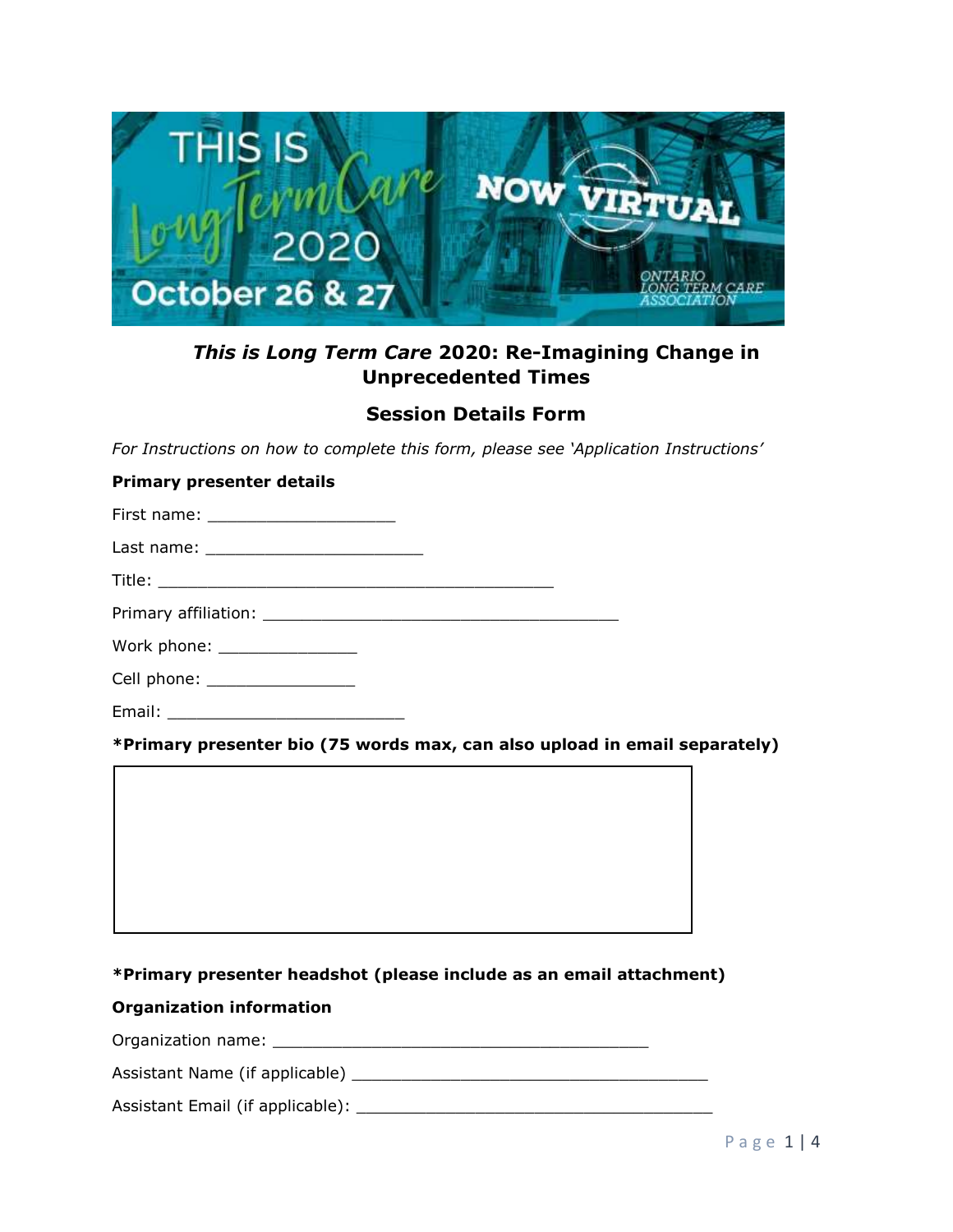# *This is Long Term Care* 2020: Re-Imagining Change in Unprecedented Times

## Session Details Form

*For Instructions on how to complete this form, please see 'Application Instructions'*

**Primary presenter details**

First name: ___________________

Last name: ______________________

Title: ________________________________________

Primary affiliation: ____________________________________

Work phone: ______________

Cell phone: _______________

Email: _________________________

**\*Primary presenter bio (75 words max, can also upload in email separately)**

**\*Primary presenter headshot (please include as an email attachment)**

**Organization information**

Organization name: ______________________________________

Assistant Name (if applicable) ____________________________________

Assistant Email (if applicable): ____________________________________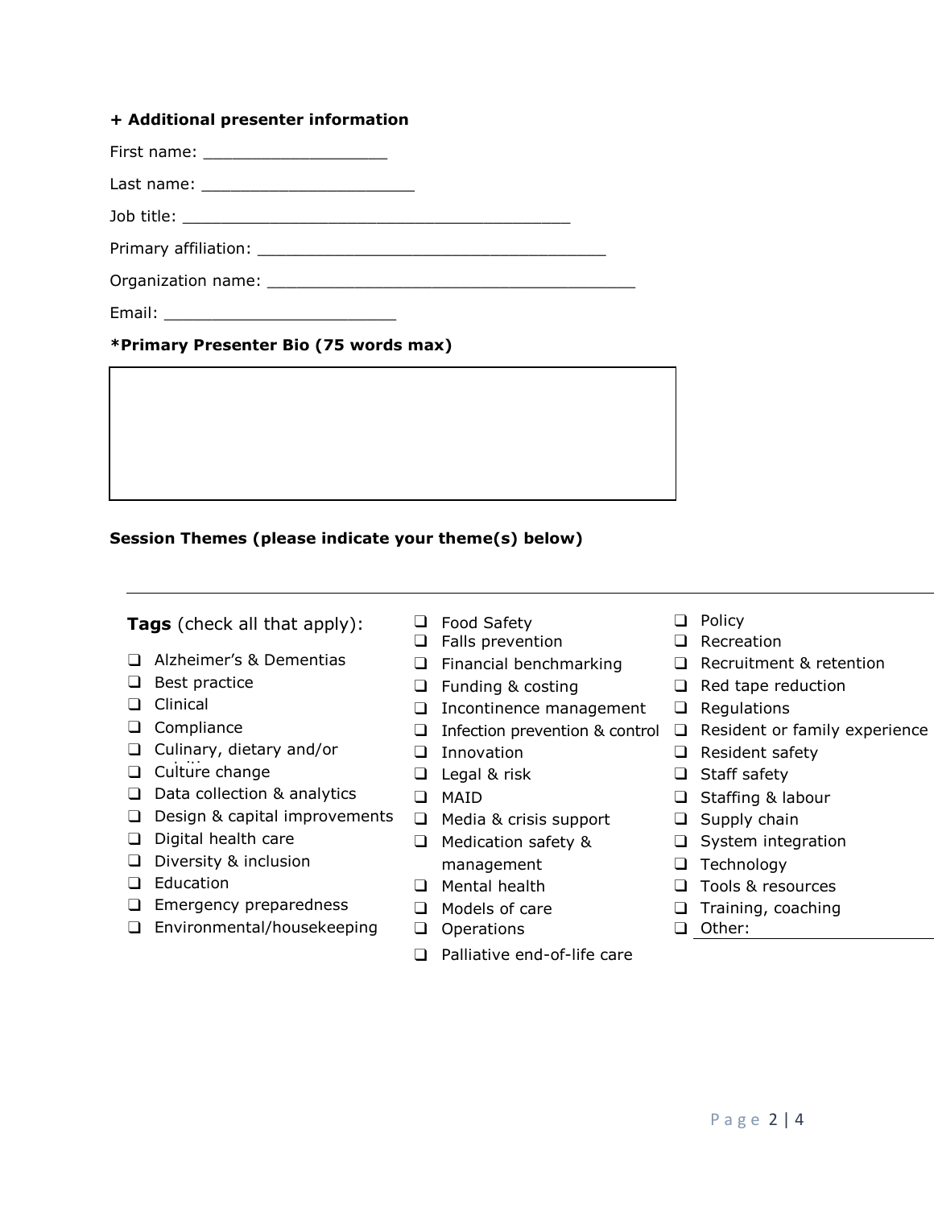**+ Additional presenter information**

First name: ___________________

Last name: ______________________

Job title: ________________________________________

Primary affiliation: ___________________________________

Organization name: ______________________________________

Email: ________________________

**\*Primary Presenter Bio (75 words max)**

|   |
|---|
|   |

**Session Themes (please indicate your theme(s) below)**

---

**Tags** (check all that apply):

- ❑ Alzheimer's & Dementias
- ❑ Best practice
- ❑ Clinical
- ❑ Compliance
- ❑ Culinary, dietary and/or
- ❑ Culture change
- ❑ Data collection & analytics
- ❑ Design & capital improvements
- ❑ Digital health care
- ❑ Diversity & inclusion
- ❑ Education
- ❑ Emergency preparedness
- ❑ Environmental/housekeeping
- ❑ Food Safety
- ❑ Falls prevention
- ❑ Financial benchmarking
- ❑ Funding & costing
- ❑ Incontinence management
- ❑ Infection prevention & control
- ❑ Innovation
- ❑ Legal & risk
- ❑ MAID
- ❑ Media & crisis support
- ❑ Medication safety & management
- ❑ Mental health
- ❑ Models of care
- ❑ Operations
- ❑ Palliative end-of-life care
- ❑ Policy
- ❑ Recreation
- ❑ Recruitment & retention
- ❑ Red tape reduction
- ❑ Regulations
- ❑ Resident or family experience
- ❑ Resident safety
- ❑ Staff safety
- ❑ Staffing & labour
- ❑ Supply chain
- ❑ System integration
- ❑ Technology
- ❑ Tools & resources
- ❑ Training, coaching
- ❑ Other: ____________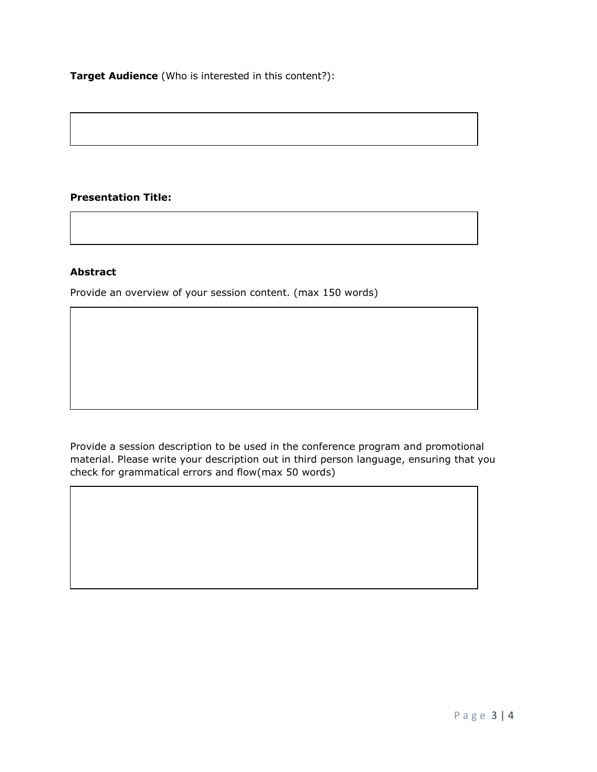**Target Audience** (Who is interested in this content?):

**Presentation Title:**

**Abstract**

Provide an overview of your session content. (max 150 words)

Provide a session description to be used in the conference program and promotional material. Please write your description out in third person language, ensuring that you check for grammatical errors and flow(max 50 words)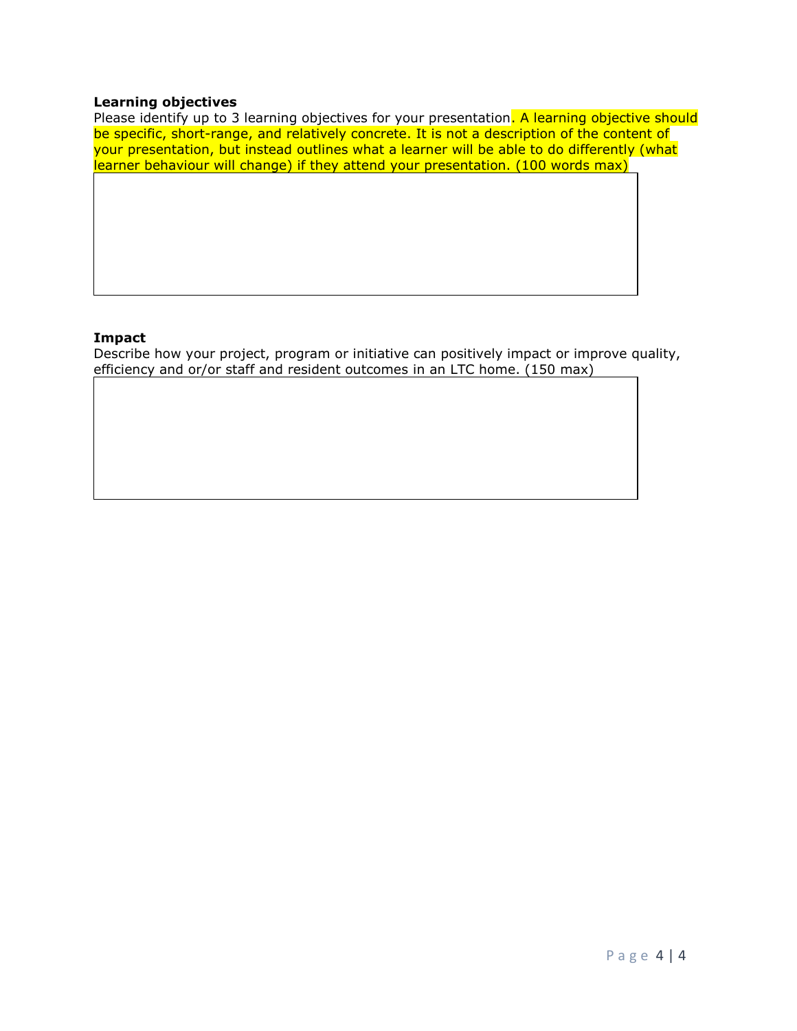**Learning objectives**

Please identify up to 3 learning objectives for your presentation. A learning objective should be specific, short-range, and relatively concrete. It is not a description of the content of your presentation, but instead outlines what a learner will be able to do differently (what learner behaviour will change) if they attend your presentation. (100 words max)

| |
|---|
| |

**Impact**

Describe how your project, program or initiative can positively impact or improve quality, efficiency and or/or staff and resident outcomes in an LTC home. (150 max)

| |
|---|
| |